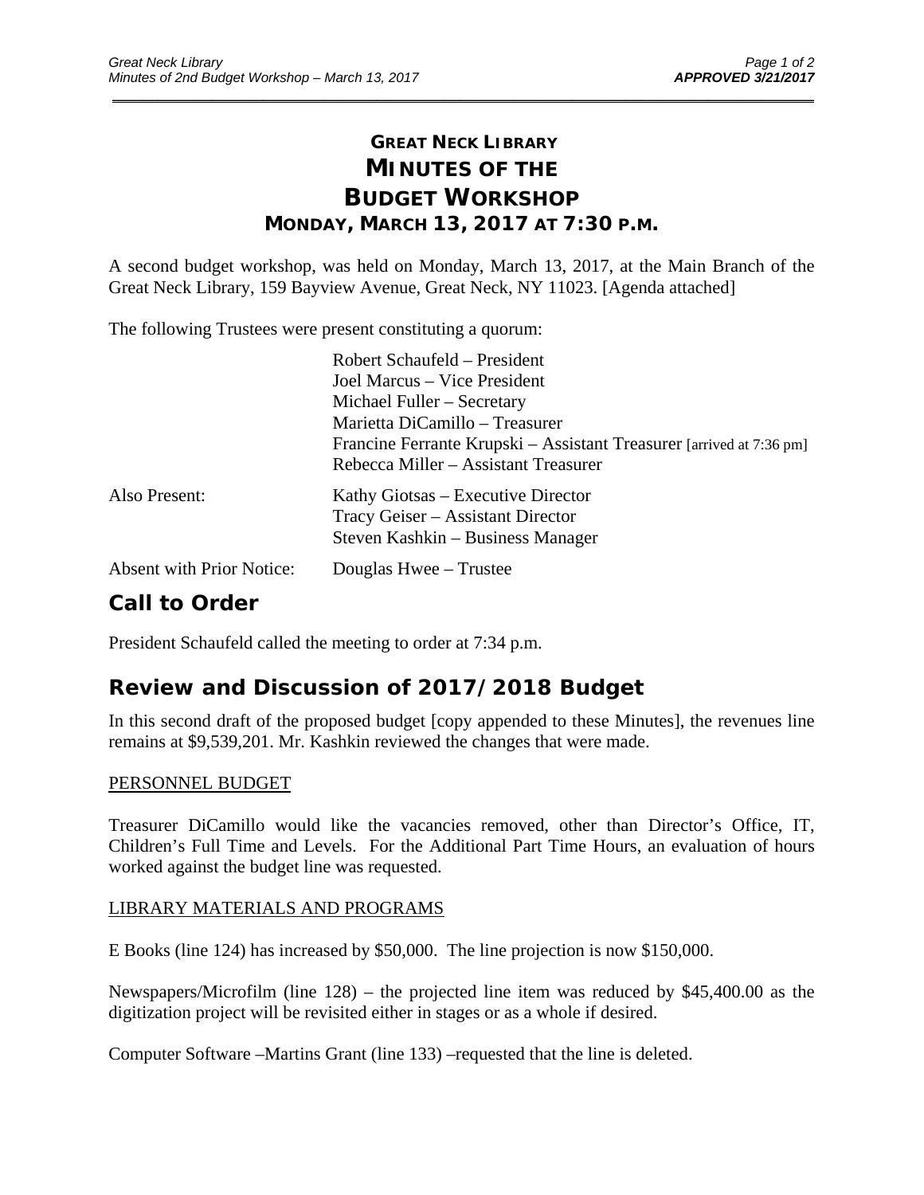# GREAT NECK LIBRARY
# MINUTES OF THE BUDGET WORKSHOP
## MONDAY, MARCH 13, 2017 AT 7:30 P.M.

A second budget workshop, was held on Monday, March 13, 2017, at the Main Branch of the Great Neck Library, 159 Bayview Avenue, Great Neck, NY 11023. [Agenda attached]

The following Trustees were present constituting a quorum:

| | |
|---|---|
| | Robert Schaufeld – President |
| | Joel Marcus – Vice President |
| | Michael Fuller – Secretary |
| | Marietta DiCamillo – Treasurer |
| | Francine Ferrante Krupski – Assistant Treasurer [arrived at 7:36 pm] |
| | Rebecca Miller – Assistant Treasurer |
| Also Present: | Kathy Giotsas – Executive Director |
| | Tracy Geiser – Assistant Director |
| | Steven Kashkin – Business Manager |
| Absent with Prior Notice: | Douglas Hwee – Trustee |

## Call to Order

President Schaufeld called the meeting to order at 7:34 p.m.

## Review and Discussion of 2017/2018 Budget

In this second draft of the proposed budget [copy appended to these Minutes], the revenues line remains at $9,539,201. Mr. Kashkin reviewed the changes that were made.

PERSONNEL BUDGET

Treasurer DiCamillo would like the vacancies removed, other than Director's Office, IT, Children's Full Time and Levels. For the Additional Part Time Hours, an evaluation of hours worked against the budget line was requested.

LIBRARY MATERIALS AND PROGRAMS

E Books (line 124) has increased by $50,000. The line projection is now $150,000.

Newspapers/Microfilm (line 128) – the projected line item was reduced by $45,400.00 as the digitization project will be revisited either in stages or as a whole if desired.

Computer Software –Martins Grant (line 133) –requested that the line is deleted.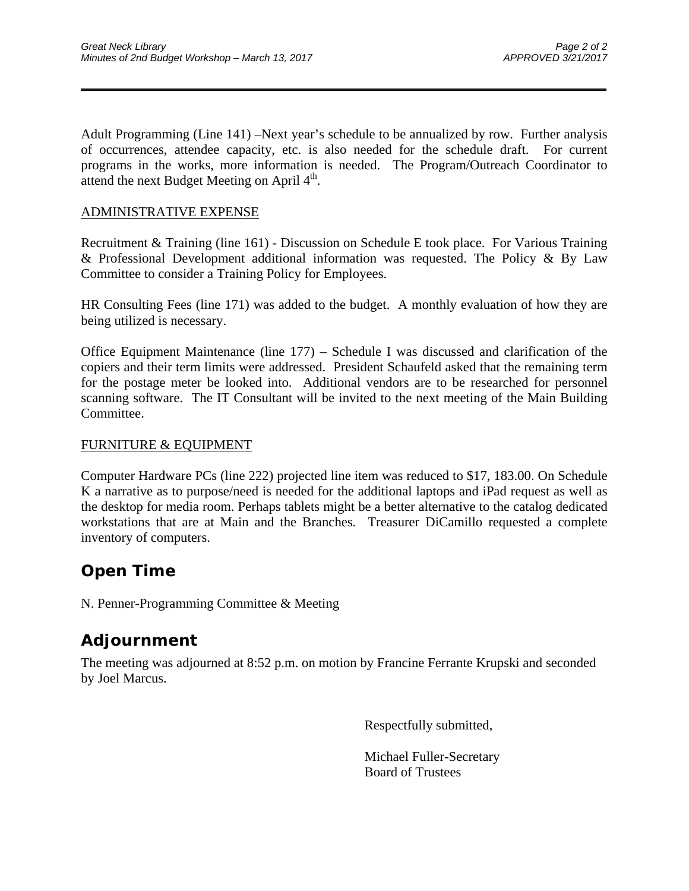Adult Programming (Line 141) –Next year's schedule to be annualized by row. Further analysis of occurrences, attendee capacity, etc. is also needed for the schedule draft. For current programs in the works, more information is needed. The Program/Outreach Coordinator to attend the next Budget Meeting on April 4th.

ADMINISTRATIVE EXPENSE

Recruitment & Training (line 161) - Discussion on Schedule E took place. For Various Training & Professional Development additional information was requested. The Policy & By Law Committee to consider a Training Policy for Employees.

HR Consulting Fees (line 171) was added to the budget. A monthly evaluation of how they are being utilized is necessary.

Office Equipment Maintenance (line 177) – Schedule I was discussed and clarification of the copiers and their term limits were addressed. President Schaufeld asked that the remaining term for the postage meter be looked into. Additional vendors are to be researched for personnel scanning software. The IT Consultant will be invited to the next meeting of the Main Building Committee.

FURNITURE & EQUIPMENT

Computer Hardware PCs (line 222) projected line item was reduced to $17, 183.00. On Schedule K a narrative as to purpose/need is needed for the additional laptops and iPad request as well as the desktop for media room. Perhaps tablets might be a better alternative to the catalog dedicated workstations that are at Main and the Branches. Treasurer DiCamillo requested a complete inventory of computers.

## Open Time

N. Penner-Programming Committee & Meeting

## Adjournment

The meeting was adjourned at 8:52 p.m. on motion by Francine Ferrante Krupski and seconded by Joel Marcus.

Respectfully submitted,

Michael Fuller-Secretary
Board of Trustees